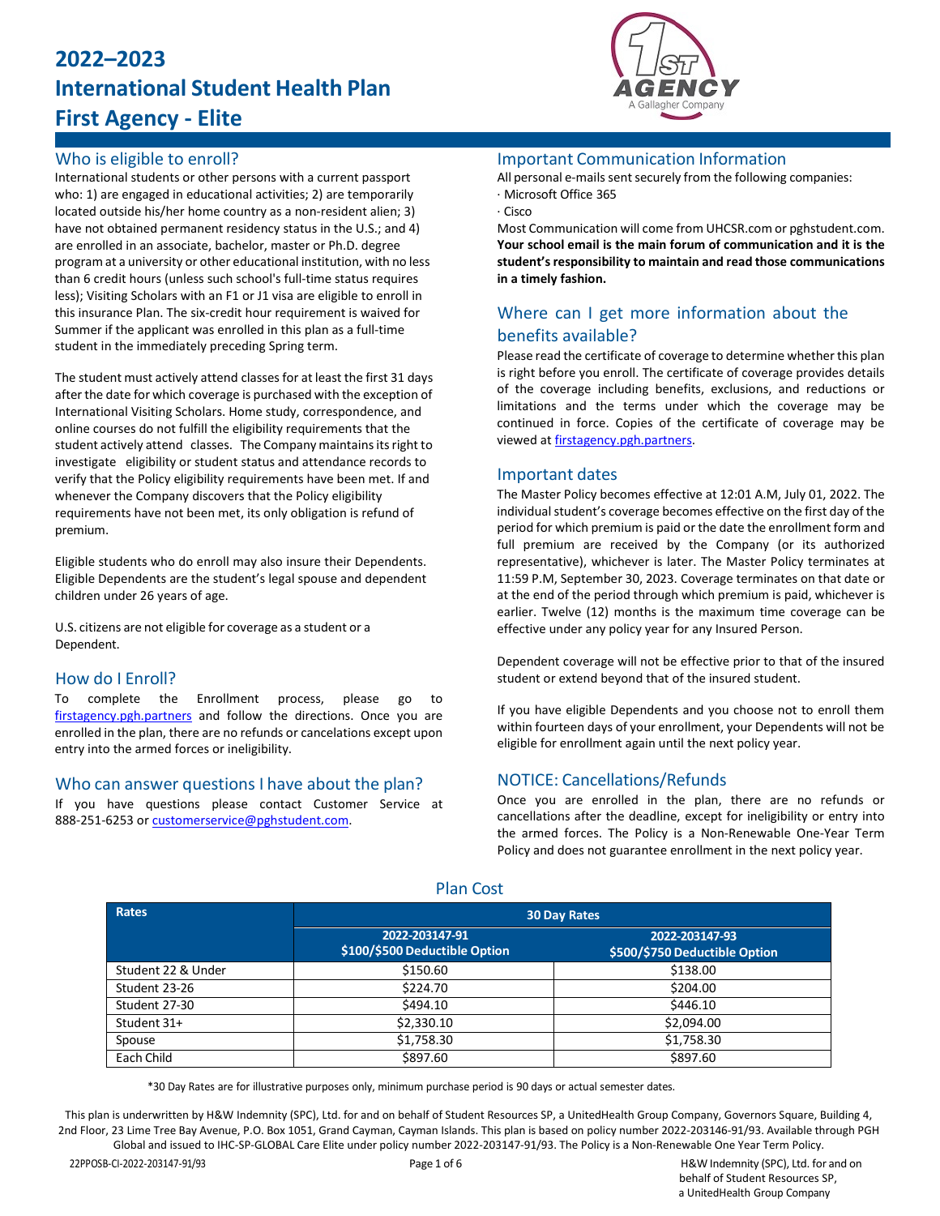# 2022–2023
# International Student Health Plan
# First Agency - Elite

## Who is eligible to enroll?

International students or other persons with a current passport who: 1) are engaged in educational activities; 2) are temporarily located outside his/her home country as a non-resident alien; 3) have not obtained permanent residency status in the U.S.; and 4) are enrolled in an associate, bachelor, master or Ph.D. degree program at a university or other educational institution, with no less than 6 credit hours (unless such school's full-time status requires less); Visiting Scholars with an F1 or J1 visa are eligible to enroll in this insurance Plan. The six-credit hour requirement is waived for Summer if the applicant was enrolled in this plan as a full-time student in the immediately preceding Spring term.

The student must actively attend classes for at least the first 31 days after the date for which coverage is purchased with the exception of International Visiting Scholars. Home study, correspondence, and online courses do not fulfill the eligibility requirements that the student actively attend classes. The Company maintains its right to investigate eligibility or student status and attendance records to verify that the Policy eligibility requirements have been met. If and whenever the Company discovers that the Policy eligibility requirements have not been met, its only obligation is refund of premium.

Eligible students who do enroll may also insure their Dependents. Eligible Dependents are the student's legal spouse and dependent children under 26 years of age.

U.S. citizens are not eligible for coverage as a student or a Dependent.

## How do I Enroll?

To complete the Enrollment process, please go to firstagency.pgh.partners and follow the directions. Once you are enrolled in the plan, there are no refunds or cancelations except upon entry into the armed forces or ineligibility.

## Who can answer questions I have about the plan?

If you have questions please contact Customer Service at 888-251-6253 or customerservice@pghstudent.com.

## Important Communication Information

All personal e-mails sent securely from the following companies:

· Microsoft Office 365

· Cisco

Most Communication will come from UHCSR.com or pghstudent.com. **Your school email is the main forum of communication and it is the student's responsibility to maintain and read those communications in a timely fashion.**

## Where can I get more information about the benefits available?

Please read the certificate of coverage to determine whether this plan is right before you enroll. The certificate of coverage provides details of the coverage including benefits, exclusions, and reductions or limitations and the terms under which the coverage may be continued in force. Copies of the certificate of coverage may be viewed at firstagency.pgh.partners.

## Important dates

The Master Policy becomes effective at 12:01 A.M, July 01, 2022. The individual student's coverage becomes effective on the first day of the period for which premium is paid or the date the enrollment form and full premium are received by the Company (or its authorized representative), whichever is later. The Master Policy terminates at 11:59 P.M, September 30, 2023. Coverage terminates on that date or at the end of the period through which premium is paid, whichever is earlier. Twelve (12) months is the maximum time coverage can be effective under any policy year for any Insured Person.

Dependent coverage will not be effective prior to that of the insured student or extend beyond that of the insured student.

If you have eligible Dependents and you choose not to enroll them within fourteen days of your enrollment, your Dependents will not be eligible for enrollment again until the next policy year.

## NOTICE: Cancellations/Refunds

Once you are enrolled in the plan, there are no refunds or cancellations after the deadline, except for ineligibility or entry into the armed forces. The Policy is a Non-Renewable One-Year Term Policy and does not guarantee enrollment in the next policy year.

## Plan Cost

| Rates | 30 Day Rates | |
|---|---|---|
| | 2022-203147-91<br>$100/$500 Deductible Option | 2022-203147-93<br>$500/$750 Deductible Option |
| Student 22 & Under | $150.60 | $138.00 |
| Student 23-26 | $224.70 | $204.00 |
| Student 27-30 | $494.10 | $446.10 |
| Student 31+ | $2,330.10 | $2,094.00 |
| Spouse | $1,758.30 | $1,758.30 |
| Each Child | $897.60 | $897.60 |

*30 Day Rates are for illustrative purposes only, minimum purchase period is 90 days or actual semester dates.

This plan is underwritten by H&W Indemnity (SPC), Ltd. for and on behalf of Student Resources SP, a UnitedHealth Group Company, Governors Square, Building 4, 2nd Floor, 23 Lime Tree Bay Avenue, P.O. Box 1051, Grand Cayman, Cayman Islands. This plan is based on policy number 2022-203146-91/93. Available through PGH Global and issued to IHC-SP-GLOBAL Care Elite under policy number 2022-203147-91/93. The Policy is a Non-Renewable One Year Term Policy.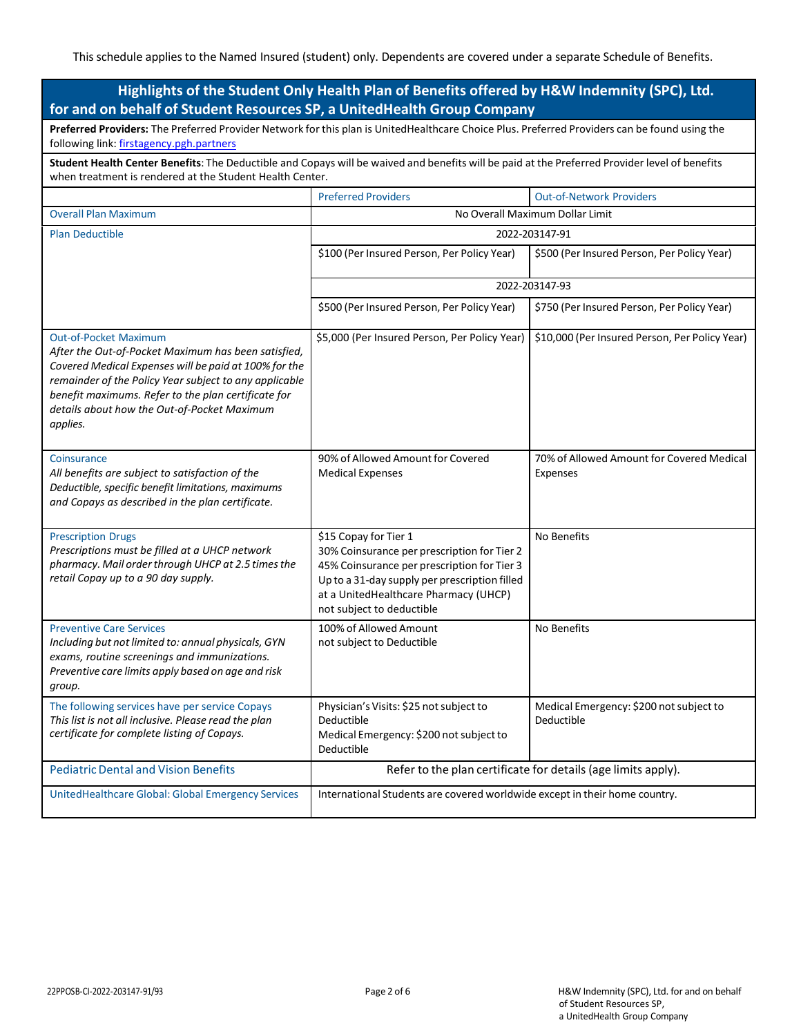This schedule applies to the Named Insured (student) only. Dependents are covered under a separate Schedule of Benefits.

## Highlights of the Student Only Health Plan of Benefits offered by H&W Indemnity (SPC), Ltd. for and on behalf of Student Resources SP, a UnitedHealth Group Company

**Preferred Providers:** The Preferred Provider Network for this plan is UnitedHealthcare Choice Plus. Preferred Providers can be found using the following link: firstagency.pgh.partners

**Student Health Center Benefits**: The Deductible and Copays will be waived and benefits will be paid at the Preferred Provider level of benefits when treatment is rendered at the Student Health Center.

| | Preferred Providers | Out-of-Network Providers |
|---|---|---|
| Overall Plan Maximum | No Overall Maximum Dollar Limit | |
| Plan Deductible | 2022-203147-91 | |
| | $100 (Per Insured Person, Per Policy Year) | $500 (Per Insured Person, Per Policy Year) |
| | 2022-203147-93 | |
| | $500 (Per Insured Person, Per Policy Year) | $750 (Per Insured Person, Per Policy Year) |
| Out-of-Pocket Maximum<br>*After the Out-of-Pocket Maximum has been satisfied, Covered Medical Expenses will be paid at 100% for the remainder of the Policy Year subject to any applicable benefit maximums. Refer to the plan certificate for details about how the Out-of-Pocket Maximum applies.* | $5,000 (Per Insured Person, Per Policy Year) | $10,000 (Per Insured Person, Per Policy Year) |
| Coinsurance<br>*All benefits are subject to satisfaction of the Deductible, specific benefit limitations, maximums and Copays as described in the plan certificate.* | 90% of Allowed Amount for Covered Medical Expenses | 70% of Allowed Amount for Covered Medical Expenses |
| Prescription Drugs<br>*Prescriptions must be filled at a UHCP network pharmacy. Mail order through UHCP at 2.5 times the retail Copay up to a 90 day supply.* | $15 Copay for Tier 1<br>30% Coinsurance per prescription for Tier 2<br>45% Coinsurance per prescription for Tier 3<br>Up to a 31-day supply per prescription filled at a UnitedHealthcare Pharmacy (UHCP) not subject to deductible | No Benefits |
| Preventive Care Services<br>*Including but not limited to: annual physicals, GYN exams, routine screenings and immunizations. Preventive care limits apply based on age and risk group.* | 100% of Allowed Amount<br>not subject to Deductible | No Benefits |
| The following services have per service Copays<br>*This list is not all inclusive. Please read the plan certificate for complete listing of Copays.* | Physician's Visits: $25 not subject to Deductible<br>Medical Emergency: $200 not subject to Deductible | Medical Emergency: $200 not subject to Deductible |
| Pediatric Dental and Vision Benefits | Refer to the plan certificate for details (age limits apply). | |
| UnitedHealthcare Global: Global Emergency Services | International Students are covered worldwide except in their home country. | |

22PPOSB-CI-2022-203147-91/93

H&W Indemnity (SPC), Ltd. for and on behalf of Student Resources SP, a UnitedHealth Group Company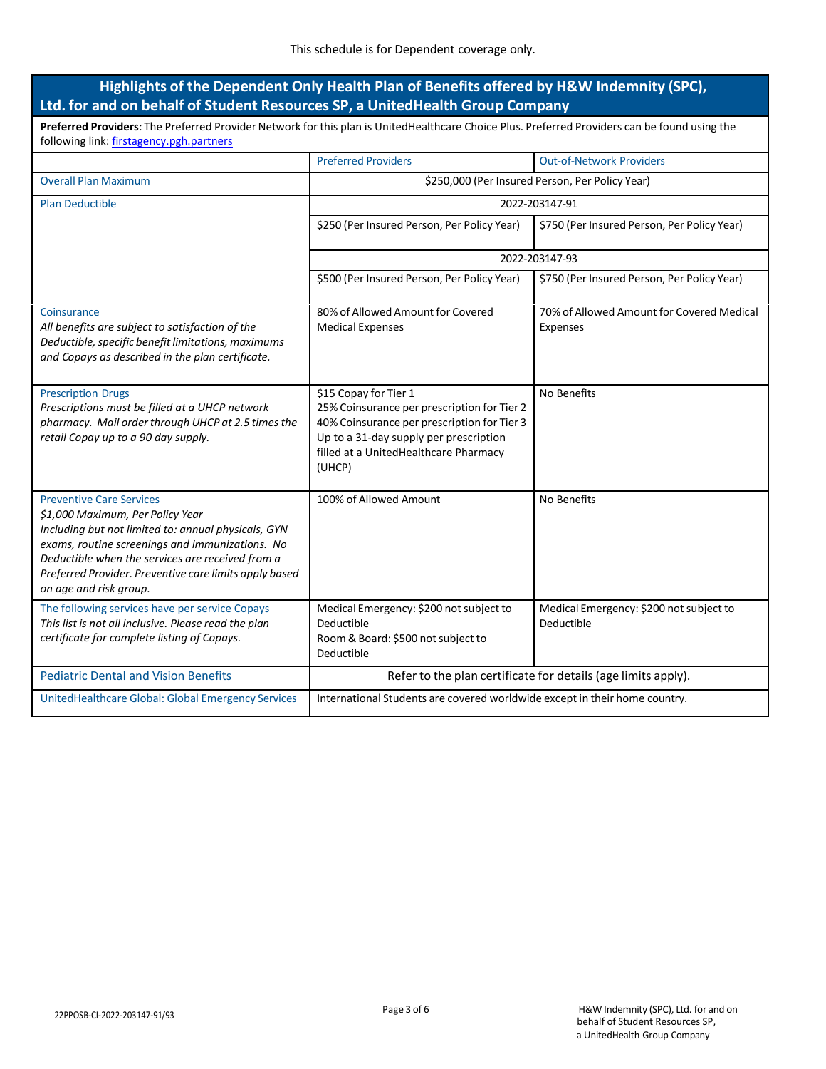This schedule is for Dependent coverage only.

## Highlights of the Dependent Only Health Plan of Benefits offered by H&W Indemnity (SPC), Ltd. for and on behalf of Student Resources SP, a UnitedHealth Group Company

**Preferred Providers**: The Preferred Provider Network for this plan is UnitedHealthcare Choice Plus. Preferred Providers can be found using the following link: firstagency.pgh.partners

| | Preferred Providers | Out-of-Network Providers |
|---|---|---|
| Overall Plan Maximum | $250,000 (Per Insured Person, Per Policy Year) | |
| Plan Deductible | 2022-203147-91 | |
| | $250 (Per Insured Person, Per Policy Year) | $750 (Per Insured Person, Per Policy Year) |
| | 2022-203147-93 | |
| | $500 (Per Insured Person, Per Policy Year) | $750 (Per Insured Person, Per Policy Year) |
| Coinsurance<br>*All benefits are subject to satisfaction of the Deductible, specific benefit limitations, maximums and Copays as described in the plan certificate.* | 80% of Allowed Amount for Covered Medical Expenses | 70% of Allowed Amount for Covered Medical Expenses |
| Prescription Drugs<br>*Prescriptions must be filled at a UHCP network pharmacy. Mail order through UHCP at 2.5 times the retail Copay up to a 90 day supply.* | $15 Copay for Tier 1<br>25% Coinsurance per prescription for Tier 2<br>40% Coinsurance per prescription for Tier 3<br>Up to a 31-day supply per prescription filled at a UnitedHealthcare Pharmacy (UHCP) | No Benefits |
| Preventive Care Services<br>*$1,000 Maximum, Per Policy Year*<br>*Including but not limited to: annual physicals, GYN exams, routine screenings and immunizations. No Deductible when the services are received from a Preferred Provider. Preventive care limits apply based on age and risk group.* | 100% of Allowed Amount | No Benefits |
| The following services have per service Copays<br>*This list is not all inclusive. Please read the plan certificate for complete listing of Copays.* | Medical Emergency: $200 not subject to Deductible<br>Room & Board: $500 not subject to Deductible | Medical Emergency: $200 not subject to Deductible |
| Pediatric Dental and Vision Benefits | Refer to the plan certificate for details (age limits apply). | |
| UnitedHealthcare Global: Global Emergency Services | International Students are covered worldwide except in their home country. | |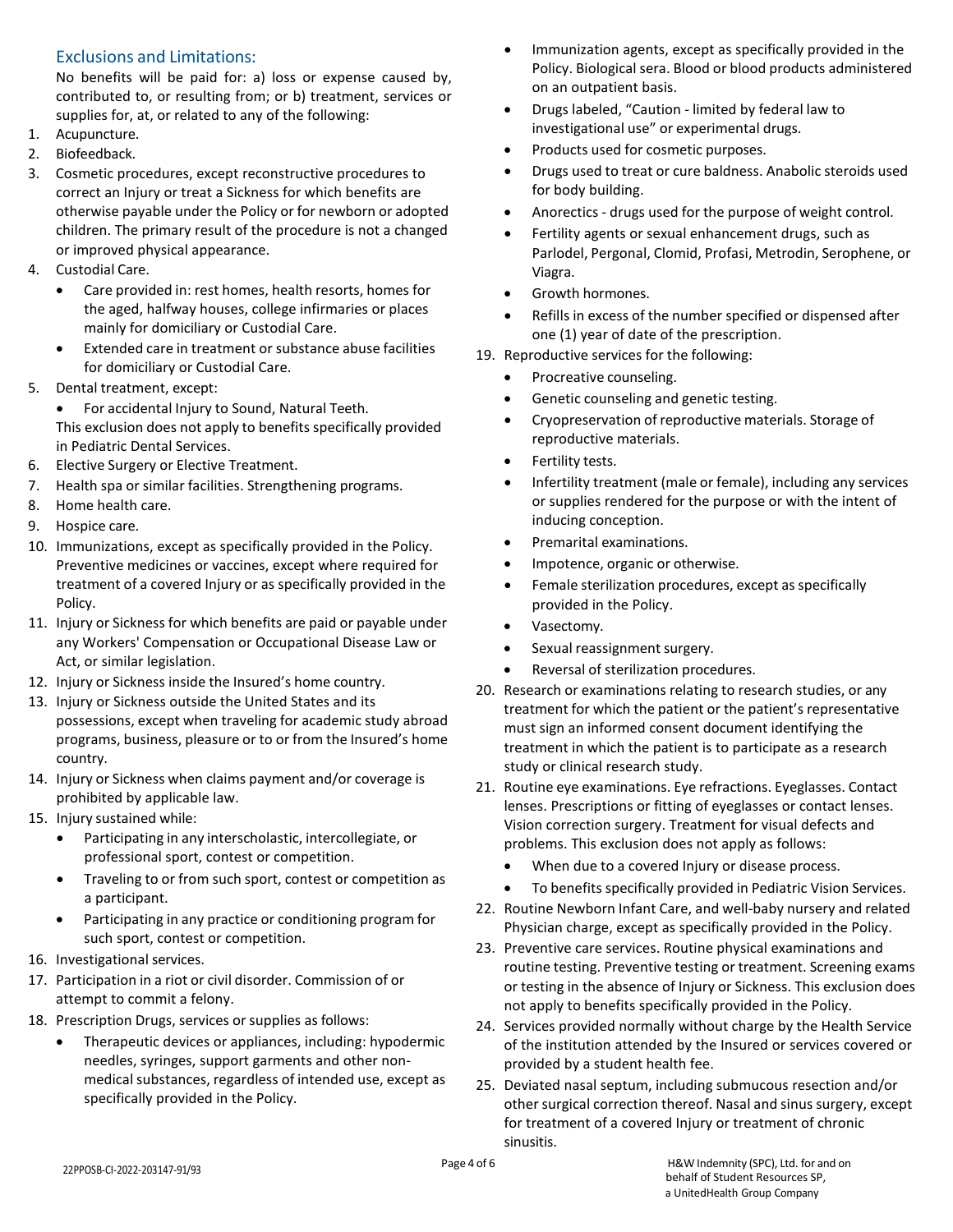## Exclusions and Limitations:

No benefits will be paid for: a) loss or expense caused by, contributed to, or resulting from; or b) treatment, services or supplies for, at, or related to any of the following:

1. Acupuncture.
2. Biofeedback.
3. Cosmetic procedures, except reconstructive procedures to correct an Injury or treat a Sickness for which benefits are otherwise payable under the Policy or for newborn or adopted children. The primary result of the procedure is not a changed or improved physical appearance.
4. Custodial Care.
   - Care provided in: rest homes, health resorts, homes for the aged, halfway houses, college infirmaries or places mainly for domiciliary or Custodial Care.
   - Extended care in treatment or substance abuse facilities for domiciliary or Custodial Care.
5. Dental treatment, except:
   - For accidental Injury to Sound, Natural Teeth.

   This exclusion does not apply to benefits specifically provided in Pediatric Dental Services.
6. Elective Surgery or Elective Treatment.
7. Health spa or similar facilities. Strengthening programs.
8. Home health care.
9. Hospice care.
10. Immunizations, except as specifically provided in the Policy. Preventive medicines or vaccines, except where required for treatment of a covered Injury or as specifically provided in the Policy.
11. Injury or Sickness for which benefits are paid or payable under any Workers' Compensation or Occupational Disease Law or Act, or similar legislation.
12. Injury or Sickness inside the Insured's home country.
13. Injury or Sickness outside the United States and its possessions, except when traveling for academic study abroad programs, business, pleasure or to or from the Insured's home country.
14. Injury or Sickness when claims payment and/or coverage is prohibited by applicable law.
15. Injury sustained while:
    - Participating in any interscholastic, intercollegiate, or professional sport, contest or competition.
    - Traveling to or from such sport, contest or competition as a participant.
    - Participating in any practice or conditioning program for such sport, contest or competition.
16. Investigational services.
17. Participation in a riot or civil disorder. Commission of or attempt to commit a felony.
18. Prescription Drugs, services or supplies as follows:
    - Therapeutic devices or appliances, including: hypodermic needles, syringes, support garments and other non-medical substances, regardless of intended use, except as specifically provided in the Policy.
    - Immunization agents, except as specifically provided in the Policy. Biological sera. Blood or blood products administered on an outpatient basis.
    - Drugs labeled, "Caution - limited by federal law to investigational use" or experimental drugs.
    - Products used for cosmetic purposes.
    - Drugs used to treat or cure baldness. Anabolic steroids used for body building.
    - Anorectics - drugs used for the purpose of weight control.
    - Fertility agents or sexual enhancement drugs, such as Parlodel, Pergonal, Clomid, Profasi, Metrodin, Serophene, or Viagra.
    - Growth hormones.
    - Refills in excess of the number specified or dispensed after one (1) year of date of the prescription.
19. Reproductive services for the following:
    - Procreative counseling.
    - Genetic counseling and genetic testing.
    - Cryopreservation of reproductive materials. Storage of reproductive materials.
    - Fertility tests.
    - Infertility treatment (male or female), including any services or supplies rendered for the purpose or with the intent of inducing conception.
    - Premarital examinations.
    - Impotence, organic or otherwise.
    - Female sterilization procedures, except as specifically provided in the Policy.
    - Vasectomy.
    - Sexual reassignment surgery.
    - Reversal of sterilization procedures.
20. Research or examinations relating to research studies, or any treatment for which the patient or the patient's representative must sign an informed consent document identifying the treatment in which the patient is to participate as a research study or clinical research study.
21. Routine eye examinations. Eye refractions. Eyeglasses. Contact lenses. Prescriptions or fitting of eyeglasses or contact lenses. Vision correction surgery. Treatment for visual defects and problems. This exclusion does not apply as follows:
    - When due to a covered Injury or disease process.
    - To benefits specifically provided in Pediatric Vision Services.
22. Routine Newborn Infant Care, and well-baby nursery and related Physician charge, except as specifically provided in the Policy.
23. Preventive care services. Routine physical examinations and routine testing. Preventive testing or treatment. Screening exams or testing in the absence of Injury or Sickness. This exclusion does not apply to benefits specifically provided in the Policy.
24. Services provided normally without charge by the Health Service of the institution attended by the Insured or services covered or provided by a student health fee.
25. Deviated nasal septum, including submucous resection and/or other surgical correction thereof. Nasal and sinus surgery, except for treatment of a covered Injury or treatment of chronic sinusitis.

22PPOSB-CI-2022-203147-91/93

H&W Indemnity (SPC), Ltd. for and on behalf of Student Resources SP, a UnitedHealth Group Company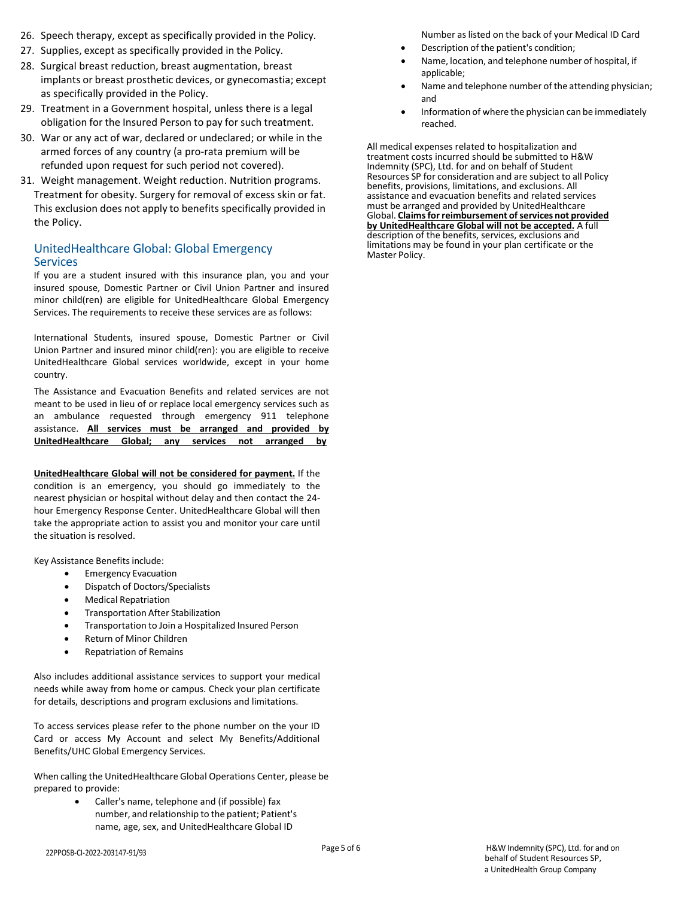26. Speech therapy, except as specifically provided in the Policy.
27. Supplies, except as specifically provided in the Policy.
28. Surgical breast reduction, breast augmentation, breast implants or breast prosthetic devices, or gynecomastia; except as specifically provided in the Policy.
29. Treatment in a Government hospital, unless there is a legal obligation for the Insured Person to pay for such treatment.
30. War or any act of war, declared or undeclared; or while in the armed forces of any country (a pro-rata premium will be refunded upon request for such period not covered).
31. Weight management. Weight reduction. Nutrition programs. Treatment for obesity. Surgery for removal of excess skin or fat. This exclusion does not apply to benefits specifically provided in the Policy.

## UnitedHealthcare Global: Global Emergency Services

If you are a student insured with this insurance plan, you and your insured spouse, Domestic Partner or Civil Union Partner and insured minor child(ren) are eligible for UnitedHealthcare Global Emergency Services. The requirements to receive these services are as follows:

International Students, insured spouse, Domestic Partner or Civil Union Partner and insured minor child(ren): you are eligible to receive UnitedHealthcare Global services worldwide, except in your home country.

The Assistance and Evacuation Benefits and related services are not meant to be used in lieu of or replace local emergency services such as an ambulance requested through emergency 911 telephone assistance. **All services must be arranged and provided by UnitedHealthcare Global; any services not arranged by UnitedHealthcare Global will not be considered for payment.** If the condition is an emergency, you should go immediately to the nearest physician or hospital without delay and then contact the 24-hour Emergency Response Center. UnitedHealthcare Global will then take the appropriate action to assist you and monitor your care until the situation is resolved.

Key Assistance Benefits include:

- Emergency Evacuation
- Dispatch of Doctors/Specialists
- Medical Repatriation
- Transportation After Stabilization
- Transportation to Join a Hospitalized Insured Person
- Return of Minor Children
- Repatriation of Remains

Also includes additional assistance services to support your medical needs while away from home or campus. Check your plan certificate for details, descriptions and program exclusions and limitations.

To access services please refer to the phone number on the your ID Card or access My Account and select My Benefits/Additional Benefits/UHC Global Emergency Services.

When calling the UnitedHealthcare Global Operations Center, please be prepared to provide:

- Caller's name, telephone and (if possible) fax number, and relationship to the patient; Patient's name, age, sex, and UnitedHealthcare Global ID Number as listed on the back of your Medical ID Card
- Description of the patient's condition;
- Name, location, and telephone number of hospital, if applicable;
- Name and telephone number of the attending physician; and
- Information of where the physician can be immediately reached.

All medical expenses related to hospitalization and treatment costs incurred should be submitted to H&W Indemnity (SPC), Ltd. for and on behalf of Student Resources SP for consideration and are subject to all Policy benefits, provisions, limitations, and exclusions. All assistance and evacuation benefits and related services must be arranged and provided by UnitedHealthcare Global. **Claims for reimbursement of services not provided by UnitedHealthcare Global will not be accepted.** A full description of the benefits, services, exclusions and limitations may be found in your plan certificate or the Master Policy.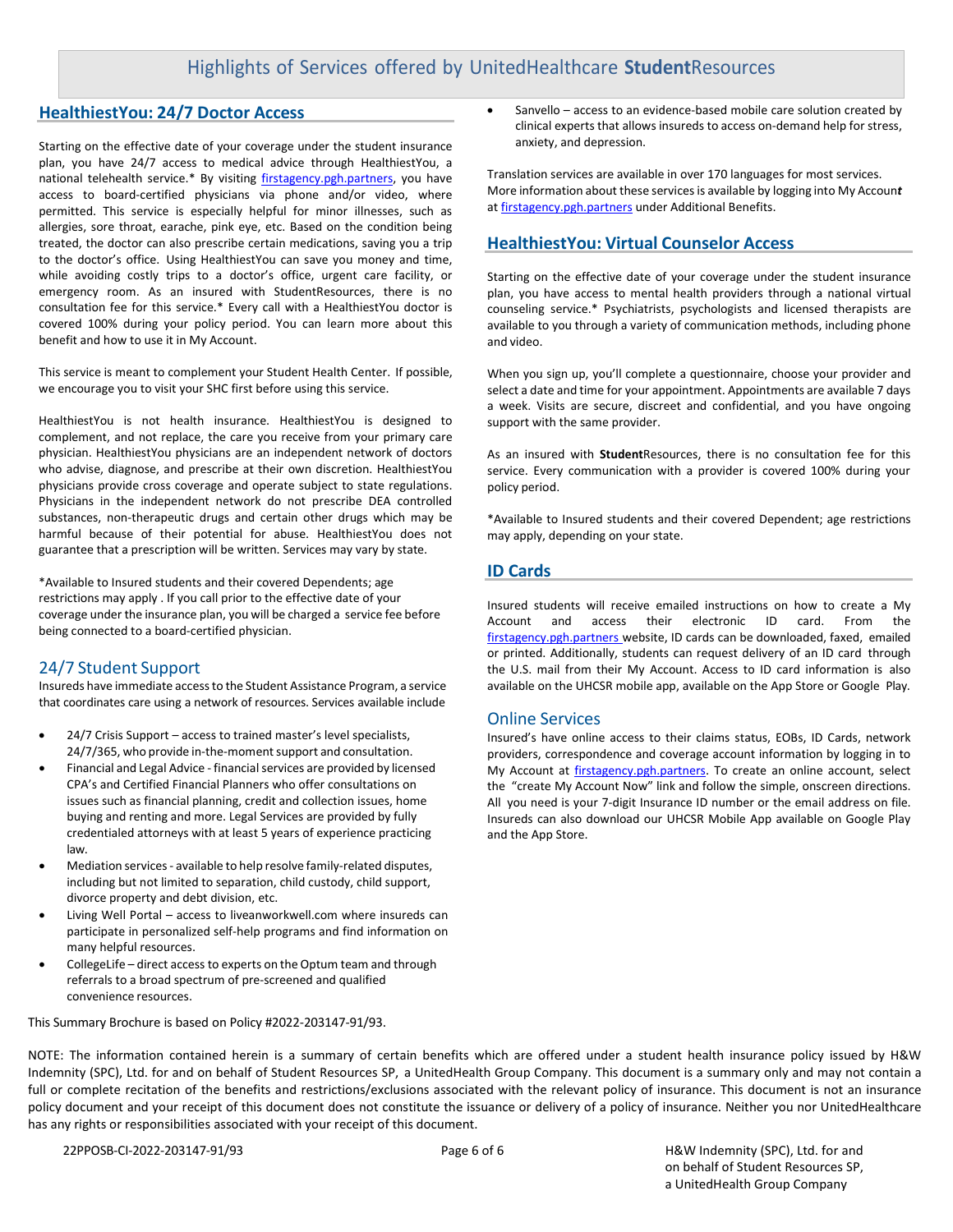# Highlights of Services offered by UnitedHealthcare **Student**Resources

## HealthiestYou: 24/7 Doctor Access

Starting on the effective date of your coverage under the student insurance plan, you have 24/7 access to medical advice through HealthiestYou, a national telehealth service.* By visiting firstagency.pgh.partners, you have access to board-certified physicians via phone and/or video, where permitted. This service is especially helpful for minor illnesses, such as allergies, sore throat, earache, pink eye, etc. Based on the condition being treated, the doctor can also prescribe certain medications, saving you a trip to the doctor's office. Using HealthiestYou can save you money and time, while avoiding costly trips to a doctor's office, urgent care facility, or emergency room. As an insured with StudentResources, there is no consultation fee for this service.* Every call with a HealthiestYou doctor is covered 100% during your policy period. You can learn more about this benefit and how to use it in My Account.

This service is meant to complement your Student Health Center. If possible, we encourage you to visit your SHC first before using this service.

HealthiestYou is not health insurance. HealthiestYou is designed to complement, and not replace, the care you receive from your primary care physician. HealthiestYou physicians are an independent network of doctors who advise, diagnose, and prescribe at their own discretion. HealthiestYou physicians provide cross coverage and operate subject to state regulations. Physicians in the independent network do not prescribe DEA controlled substances, non-therapeutic drugs and certain other drugs which may be harmful because of their potential for abuse. HealthiestYou does not guarantee that a prescription will be written. Services may vary by state.

*Available to Insured students and their covered Dependents; age restrictions may apply . If you call prior to the effective date of your coverage under the insurance plan, you will be charged a service fee before being connected to a board-certified physician.

## 24/7 Student Support

Insureds have immediate access to the Student Assistance Program, a service that coordinates care using a network of resources. Services available include

- 24/7 Crisis Support – access to trained master's level specialists, 24/7/365, who provide in-the-moment support and consultation.
- Financial and Legal Advice - financial services are provided by licensed CPA's and Certified Financial Planners who offer consultations on issues such as financial planning, credit and collection issues, home buying and renting and more. Legal Services are provided by fully credentialed attorneys with at least 5 years of experience practicing law.
- Mediation services - available to help resolve family-related disputes, including but not limited to separation, child custody, child support, divorce property and debt division, etc.
- Living Well Portal – access to liveanworkwell.com where insureds can participate in personalized self-help programs and find information on many helpful resources.
- CollegeLife – direct access to experts on the Optum team and through referrals to a broad spectrum of pre-screened and qualified convenience resources.
- Sanvello – access to an evidence-based mobile care solution created by clinical experts that allows insureds to access on-demand help for stress, anxiety, and depression.

Translation services are available in over 170 languages for most services. More information about these services is available by logging into My Accoun*t* at firstagency.pgh.partners under Additional Benefits.

## HealthiestYou: Virtual Counselor Access

Starting on the effective date of your coverage under the student insurance plan, you have access to mental health providers through a national virtual counseling service.* Psychiatrists, psychologists and licensed therapists are available to you through a variety of communication methods, including phone and video.

When you sign up, you'll complete a questionnaire, choose your provider and select a date and time for your appointment. Appointments are available 7 days a week. Visits are secure, discreet and confidential, and you have ongoing support with the same provider.

As an insured with **Student**Resources, there is no consultation fee for this service. Every communication with a provider is covered 100% during your policy period.

*Available to Insured students and their covered Dependent; age restrictions may apply, depending on your state.

## ID Cards

Insured students will receive emailed instructions on how to create a My Account and access their electronic ID card. From the firstagency.pgh.partners website, ID cards can be downloaded, faxed, emailed or printed. Additionally, students can request delivery of an ID card through the U.S. mail from their My Account. Access to ID card information is also available on the UHCSR mobile app, available on the App Store or Google Play.

## Online Services

Insured's have online access to their claims status, EOBs, ID Cards, network providers, correspondence and coverage account information by logging in to My Account at firstagency.pgh.partners. To create an online account, select the "create My Account Now" link and follow the simple, onscreen directions. All you need is your 7-digit Insurance ID number or the email address on file. Insureds can also download our UHCSR Mobile App available on Google Play and the App Store.

This Summary Brochure is based on Policy #2022-203147-91/93.

NOTE: The information contained herein is a summary of certain benefits which are offered under a student health insurance policy issued by H&W Indemnity (SPC), Ltd. for and on behalf of Student Resources SP, a UnitedHealth Group Company. This document is a summary only and may not contain a full or complete recitation of the benefits and restrictions/exclusions associated with the relevant policy of insurance. This document is not an insurance policy document and your receipt of this document does not constitute the issuance or delivery of a policy of insurance. Neither you nor UnitedHealthcare has any rights or responsibilities associated with your receipt of this document.

22PPOSB-CI-2022-203147-91/93

H&W Indemnity (SPC), Ltd. for and on behalf of Student Resources SP, a UnitedHealth Group Company